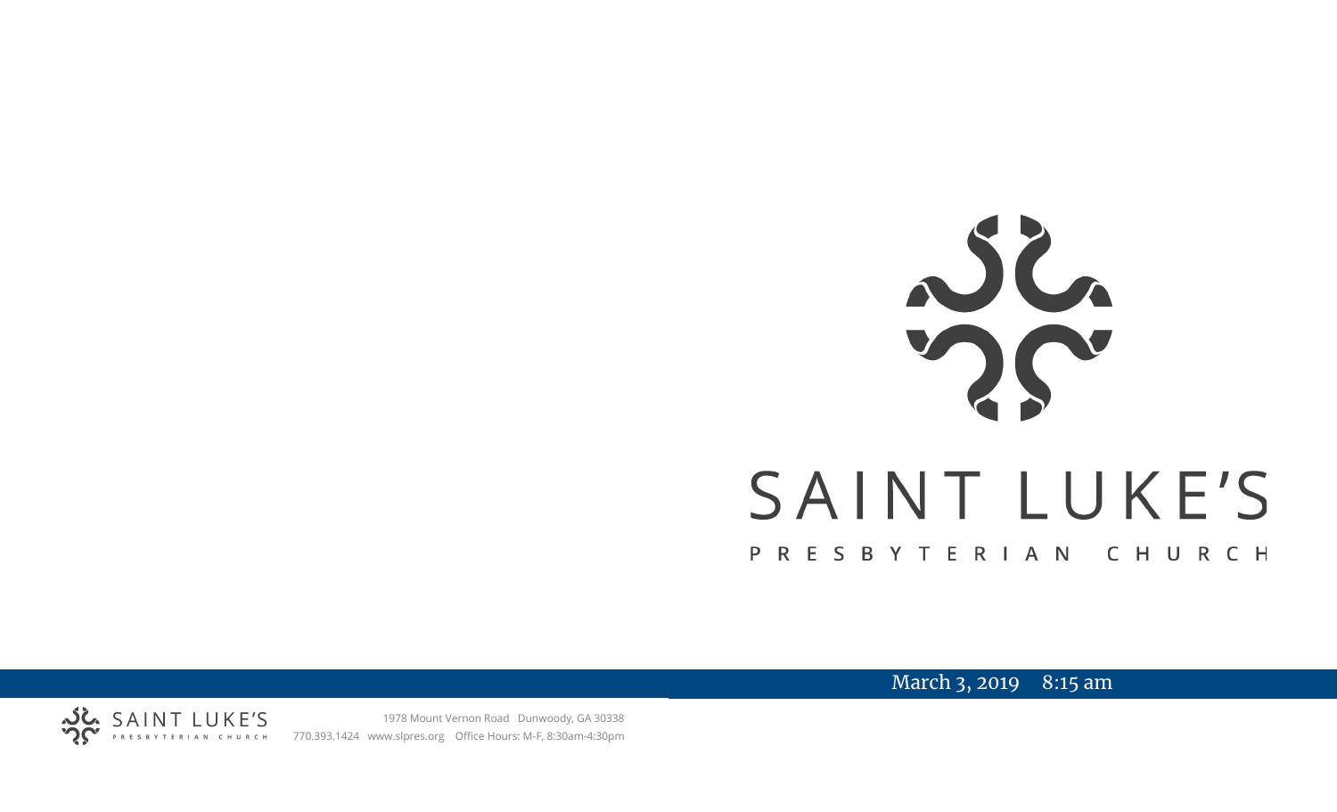# SAINT LUKE'S

## PRESBYTERIAN CHURCH

March 3, 2019 8:15 am

SAINT LUKE'S PRESBYTERIAN CHURCH

1978 Mount Vernon Road Dunwoody, GA 30338

770.393.1424 www.slpres.org Office Hours: M-F, 8:30am-4:30pm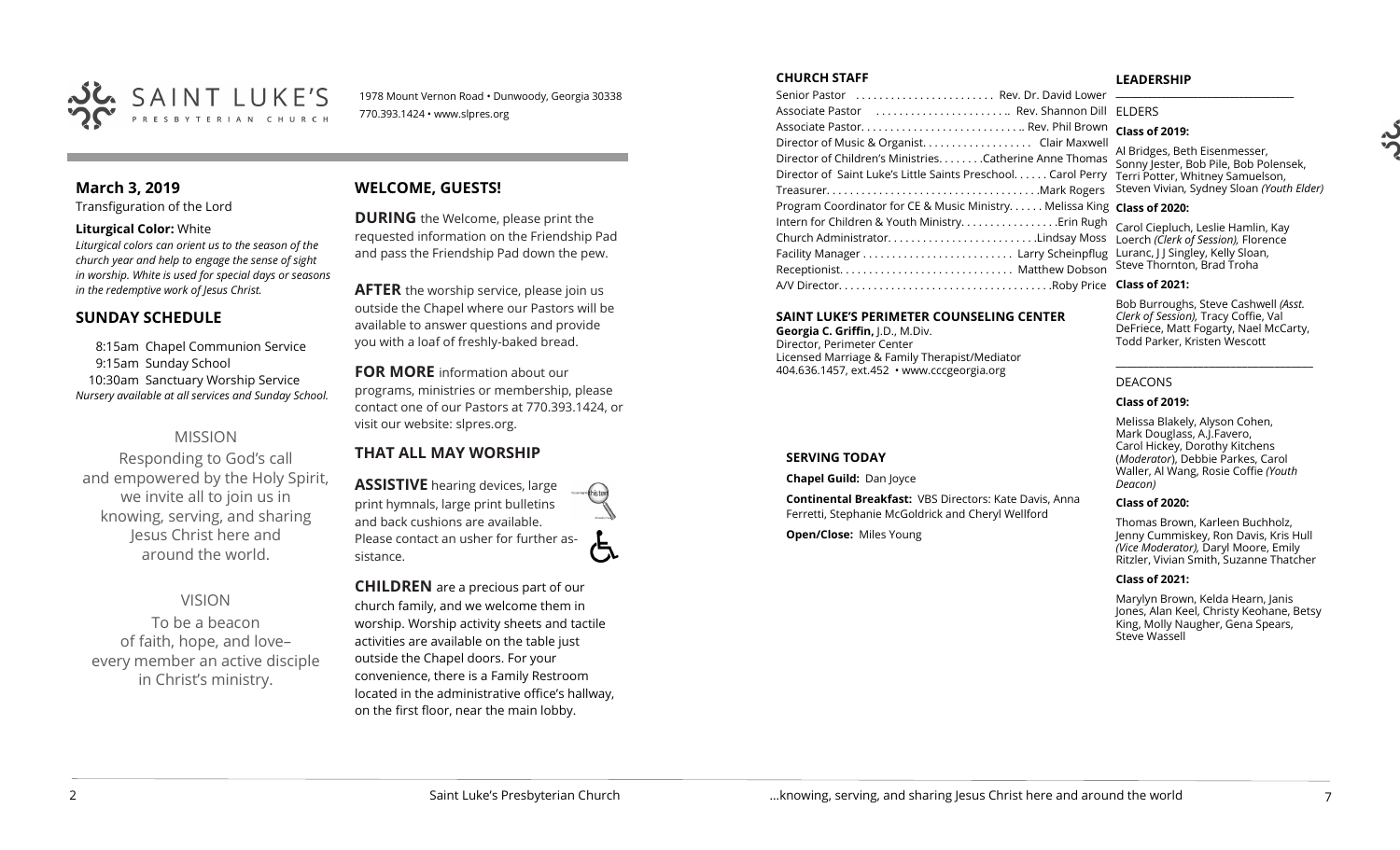SAINT LUKE'S PRESBYTERIAN CHURCH

1978 Mount Vernon Road • Dunwoody, Georgia 30338
770.393.1424 • www.slpres.org

## March 3, 2019

Transfiguration of the Lord

**Liturgical Color:** White

*Liturgical colors can orient us to the season of the church year and help to engage the sense of sight in worship. White is used for special days or seasons in the redemptive work of Jesus Christ.*

## SUNDAY SCHEDULE

8:15am Chapel Communion Service
9:15am Sunday School
10:30am Sanctuary Worship Service
*Nursery available at all services and Sunday School.*

### MISSION

Responding to God's call and empowered by the Holy Spirit, we invite all to join us in knowing, serving, and sharing Jesus Christ here and around the world.

### VISION

To be a beacon of faith, hope, and love– every member an active disciple in Christ's ministry.

## WELCOME, GUESTS!

**DURING** the Welcome, please print the requested information on the Friendship Pad and pass the Friendship Pad down the pew.

**AFTER** the worship service, please join us outside the Chapel where our Pastors will be available to answer questions and provide you with a loaf of freshly-baked bread.

**FOR MORE** information about our programs, ministries or membership, please contact one of our Pastors at 770.393.1424, or visit our website: slpres.org.

## THAT ALL MAY WORSHIP

**ASSISTIVE** hearing devices, large print hymnals, large print bulletins and back cushions are available. Please contact an usher for further assistance.

**CHILDREN** are a precious part of our church family, and we welcome them in worship. Worship activity sheets and tactile activities are available on the table just outside the Chapel doors. For your convenience, there is a Family Restroom located in the administrative office's hallway, on the first floor, near the main lobby.

## CHURCH STAFF

Senior Pastor . . . . . . . . . . . . . . . . . . . . . . . . Rev. Dr. David Lower
Associate Pastor . . . . . . . . . . . . . . . . . . . . . . . Rev. Shannon Dill
Associate Pastor. . . . . . . . . . . . . . . . . . . . . . . . . . . . Rev. Phil Brown
Director of Music & Organist. . . . . . . . . . . . . . . . . . . Clair Maxwell
Director of Children's Ministries. . . . . . . . Catherine Anne Thomas
Director of Saint Luke's Little Saints Preschool. . . . . . Carol Perry
Treasurer. . . . . . . . . . . . . . . . . . . . . . . . . . . . . . . . . . . . Mark Rogers
Program Coordinator for CE & Music Ministry. . . . . . Melissa King
Intern for Children & Youth Ministry. . . . . . . . . . . . . . . . Erin Rugh
Church Administrator. . . . . . . . . . . . . . . . . . . . . . . . . Lindsay Moss
Facility Manager . . . . . . . . . . . . . . . . . . . . . . . . . . Larry Scheinpflug
Receptionist. . . . . . . . . . . . . . . . . . . . . . . . . . . . . Matthew Dobson
A/V Director. . . . . . . . . . . . . . . . . . . . . . . . . . . . . . . . . . . . Roby Price

### SAINT LUKE'S PERIMETER COUNSELING CENTER

**Georgia C. Griffin,** J.D., M.Div.
Director, Perimeter Center
Licensed Marriage & Family Therapist/Mediator
404.636.1457, ext.452 • www.cccgeorgia.org

### SERVING TODAY

**Chapel Guild:** Dan Joyce

**Continental Breakfast:** VBS Directors: Kate Davis, Anna Ferretti, Stephanie McGoldrick and Cheryl Wellford

**Open/Close:** Miles Young

## LEADERSHIP

### ELDERS

**Class of 2019:**

Al Bridges, Beth Eisenmesser, Sonny Jester, Bob Pile, Bob Polensek, Terri Potter, Whitney Samuelson, Steven Vivian, Sydney Sloan *(Youth Elder)*

**Class of 2020:**

Carol Ciepluch, Leslie Hamlin, Kay Loerch *(Clerk of Session),* Florence Luranc, J J Singley, Kelly Sloan, Steve Thornton, Brad Troha

**Class of 2021:**

Bob Burroughs, Steve Cashwell *(Asst. Clerk of Session),* Tracy Coffie, Val DeFriece, Matt Fogarty, Nael McCarty, Todd Parker, Kristen Wescott

### DEACONS

**Class of 2019:**

Melissa Blakely, Alyson Cohen, Mark Douglass, A.J.Favero, Carol Hickey, Dorothy Kitchens (*Moderator*), Debbie Parkes, Carol Waller, Al Wang, Rosie Coffie *(Youth Deacon)*

**Class of 2020:**

Thomas Brown, Karleen Buchholz, Jenny Cummiskey, Ron Davis, Kris Hull *(Vice Moderator),* Daryl Moore, Emily Ritzler, Vivian Smith, Suzanne Thatcher

**Class of 2021:**

Marylyn Brown, Kelda Hearn, Janis Jones, Alan Keel, Christy Keohane, Betsy King, Molly Naugher, Gena Spears, Steve Wassell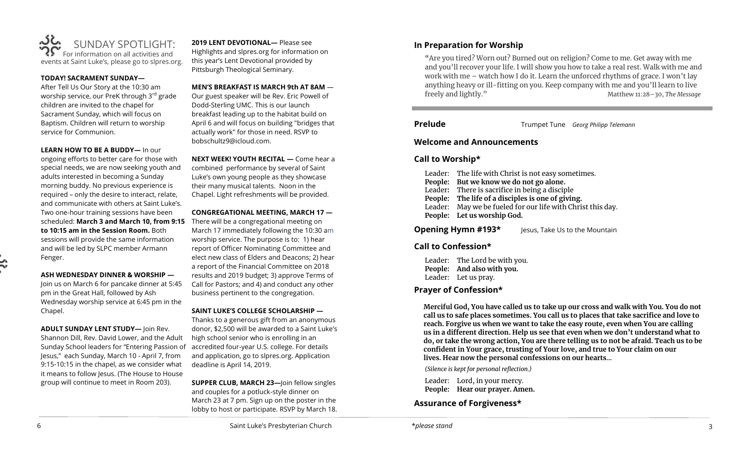# SUNDAY SPOTLIGHT:

For information on all activities and events at Saint Luke's, please go to slpres.org.

**TODAY! SACRAMENT SUNDAY—**

After Tell Us Our Story at the 10:30 am worship service, our PreK through 3rd grade children are invited to the chapel for Sacrament Sunday, which will focus on Baptism. Children will return to worship service for Communion.

**LEARN HOW TO BE A BUDDY—** In our ongoing efforts to better care for those with special needs, we are now seeking youth and adults interested in becoming a Sunday morning buddy. No previous experience is required – only the desire to interact, relate, and communicate with others at Saint Luke's. Two one-hour training sessions have been scheduled: **March 3 and March 10, from 9:15 to 10:15 am in the Session Room.** Both sessions will provide the same information and will be led by SLPC member Armann Fenger.

**ASH WEDNESDAY DINNER & WORSHIP —**

Join us on March 6 for pancake dinner at 5:45 pm in the Great Hall, followed by Ash Wednesday worship service at 6:45 pm in the Chapel.

**ADULT SUNDAY LENT STUDY—** Join Rev. Shannon Dill, Rev. David Lower, and the Adult Sunday School leaders for "Entering Passion of Jesus," each Sunday, March 10 - April 7, from 9:15-10:15 in the chapel, as we consider what it means to follow Jesus. (The House to House group will continue to meet in Room 203).

**2019 LENT DEVOTIONAL—** Please see Highlights and slpres.org for information on this year's Lent Devotional provided by Pittsburgh Theological Seminary.

**MEN'S BREAKFAST IS MARCH 9th AT 8AM** — Our guest speaker will be Rev. Eric Powell of Dodd-Sterling UMC. This is our launch breakfast leading up to the habitat build on April 6 and will focus on building "bridges that actually work" for those in need. RSVP to bobschultz9@icloud.com.

**NEXT WEEK! YOUTH RECITAL —** Come hear a combined performance by several of Saint Luke's own young people as they showcase their many musical talents. Noon in the Chapel. Light refreshments will be provided.

**CONGREGATIONAL MEETING, MARCH 17 —**

There will be a congregational meeting on March 17 immediately following the 10:30 am worship service. The purpose is to: 1) hear report of Officer Nominating Committee and elect new class of Elders and Deacons; 2) hear a report of the Financial Committee on 2018 results and 2019 budget; 3) approve Terms of Call for Pastors; and 4) and conduct any other business pertinent to the congregation.

**SAINT LUKE'S COLLEGE SCHOLARSHIP —**

Thanks to a generous gift from an anonymous donor, $2,500 will be awarded to a Saint Luke's high school senior who is enrolling in an accredited four-year U.S. college. For details and application, go to slpres.org. Application deadline is April 14, 2019.

**SUPPER CLUB, MARCH 23—**Join fellow singles and couples for a potluck-style dinner on March 23 at 7 pm. Sign up on the poster in the lobby to host or participate. RSVP by March 18.

## In Preparation for Worship

"Are you tired? Worn out? Burned out on religion? Come to me. Get away with me and you'll recover your life. I will show you how to take a real rest. Walk with me and work with me – watch how I do it. Learn the unforced rhythms of grace. I won't lay anything heavy or ill-fitting on you. Keep company with me and you'll learn to live freely and lightly." Matthew 11:28–30, *The Message*

---

**Prelude** Trumpet Tune *Georg Philipp Telemann*

## Welcome and Announcements

## Call to Worship*

Leader: The life with Christ is not easy sometimes.
**People: But we know we do not go alone.**
Leader: There is sacrifice in being a disciple
**People: The life of a disciples is one of giving.**
Leader: May we be fueled for our life with Christ this day.
**People: Let us worship God.**

**Opening Hymn #193*** Jesus, Take Us to the Mountain

## Call to Confession*

Leader: The Lord be with you.
**People: And also with you.**
Leader: Let us pray.

## Prayer of Confession*

**Merciful God, You have called us to take up our cross and walk with You. You do not call us to safe places sometimes. You call us to places that take sacrifice and love to reach. Forgive us when we want to take the easy route, even when You are calling us in a different direction. Help us see that even when we don't understand what to do, or take the wrong action, You are there telling us to not be afraid. Teach us to be confident in Your grace, trusting of Your love, and true to Your claim on our lives. Hear now the personal confessions on our hearts...**

*(Silence is kept for personal reflection.)*

Leader: Lord, in your mercy.
**People: Hear our prayer. Amen.**

## Assurance of Forgiveness*

*please stand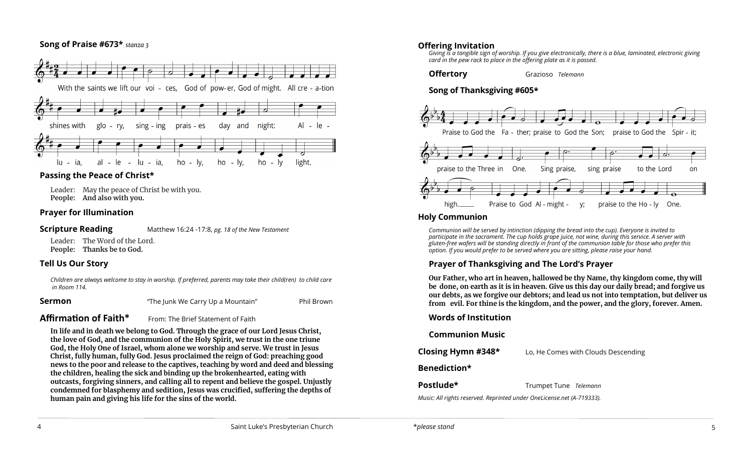**Song of Praise #673*** *stanza 3*

With the saints we lift our voi - ces, God of pow-er, God of might. All cre - a-tion shines with glo - ry, sing - ing prais - es day and night: Al - le - lu - ia, al - le - lu - ia, ho - ly, ho - ly, ho - ly light.

**Passing the Peace of Christ***

Leader: May the peace of Christ be with you.
**People: And also with you.**

**Prayer for Illumination**

**Scripture Reading** Matthew 16:24 -17:8, *pg. 18 of the New Testament*

Leader: The Word of the Lord.
**People: Thanks be to God.**

**Tell Us Our Story**

*Children are always welcome to stay in worship. If preferred, parents may take their child(ren) to child care in Room 114.*

**Sermon** "The Junk We Carry Up a Mountain" Phil Brown

**Affirmation of Faith*** From: The Brief Statement of Faith

**In life and in death we belong to God. Through the grace of our Lord Jesus Christ, the love of God, and the communion of the Holy Spirit, we trust in the one triune God, the Holy One of Israel, whom alone we worship and serve. We trust in Jesus Christ, fully human, fully God. Jesus proclaimed the reign of God: preaching good news to the poor and release to the captives, teaching by word and deed and blessing the children, healing the sick and binding up the brokenhearted, eating with outcasts, forgiving sinners, and calling all to repent and believe the gospel. Unjustly condemned for blasphemy and sedition, Jesus was crucified, suffering the depths of human pain and giving his life for the sins of the world.**

**Offering Invitation**

*Giving is a tangible sign of worship. If you give electronically, there is a blue, laminated, electronic giving card in the pew rack to place in the offering plate as it is passed.*

**Offertory** Grazioso *Telemann*

**Song of Thanksgiving #605***

Praise to God the Fa - ther; praise to God the Son; praise to God the Spir - it; praise to the Three in One. Sing praise, sing praise to the Lord on high. Praise to God Al - might - y; praise to the Ho - ly One.

**Holy Communion**

*Communion will be served by intinction (dipping the bread into the cup). Everyone is invited to participate in the sacrament. The cup holds grape juice, not wine, during this service. A server with gluten-free wafers will be standing directly in front of the communion table for those who prefer this option. If you would prefer to be served where you are sitting, please raise your hand.*

**Prayer of Thanksgiving and The Lord's Prayer**

**Our Father, who art in heaven, hallowed be thy Name, thy kingdom come, thy will be done, on earth as it is in heaven. Give us this day our daily bread; and forgive us our debts, as we forgive our debtors; and lead us not into temptation, but deliver us from evil. For thine is the kingdom, and the power, and the glory, forever. Amen.**

**Words of Institution**

**Communion Music**

**Closing Hymn #348*** Lo, He Comes with Clouds Descending

**Benediction***

**Postlude*** Trumpet Tune *Telemann*

*Music: All rights reserved. Reprinted under OneLicense.net (A-719333).*

**please stand*